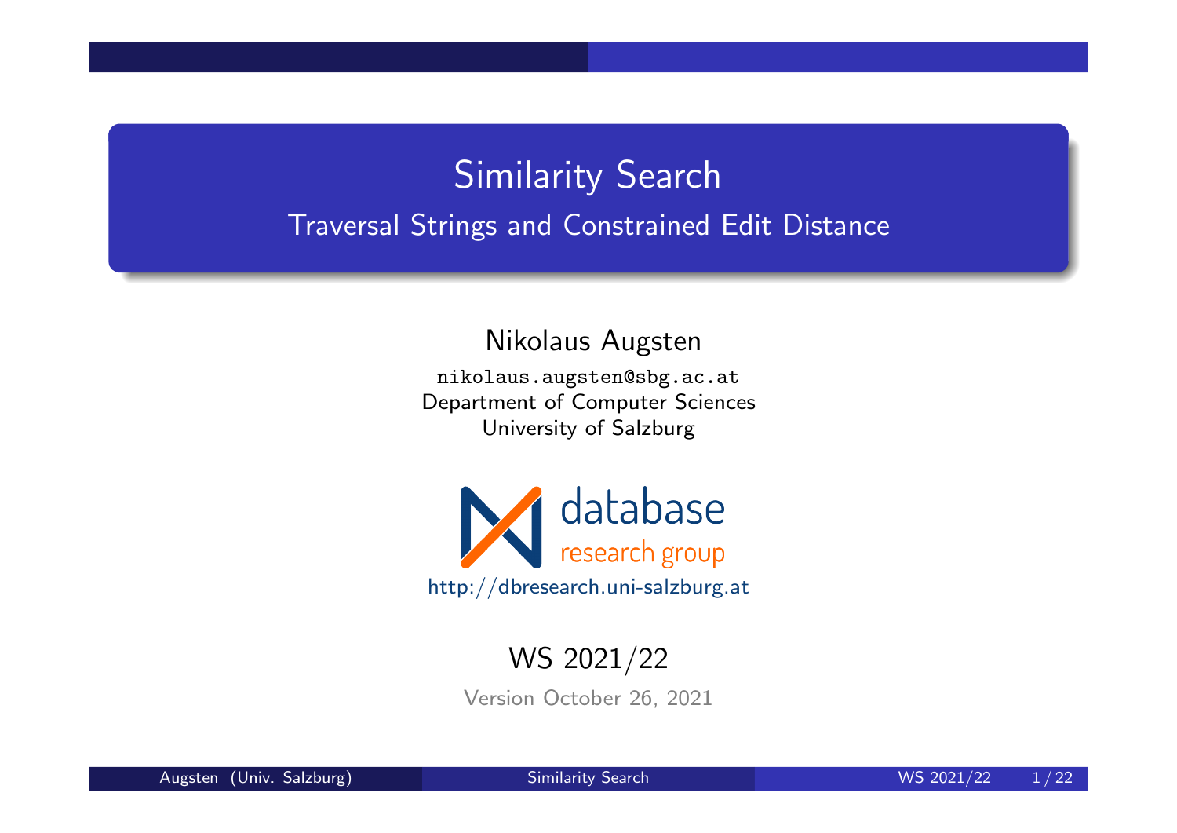# Similarity Search

## Traversal Strings and Constrained Edit Distance

Nikolaus Augsten

nikolaus.augsten@sbg.ac.at
Department of Computer Sciences
University of Salzburg

database research group
http://dbresearch.uni-salzburg.at

WS 2021/22

Version October 26, 2021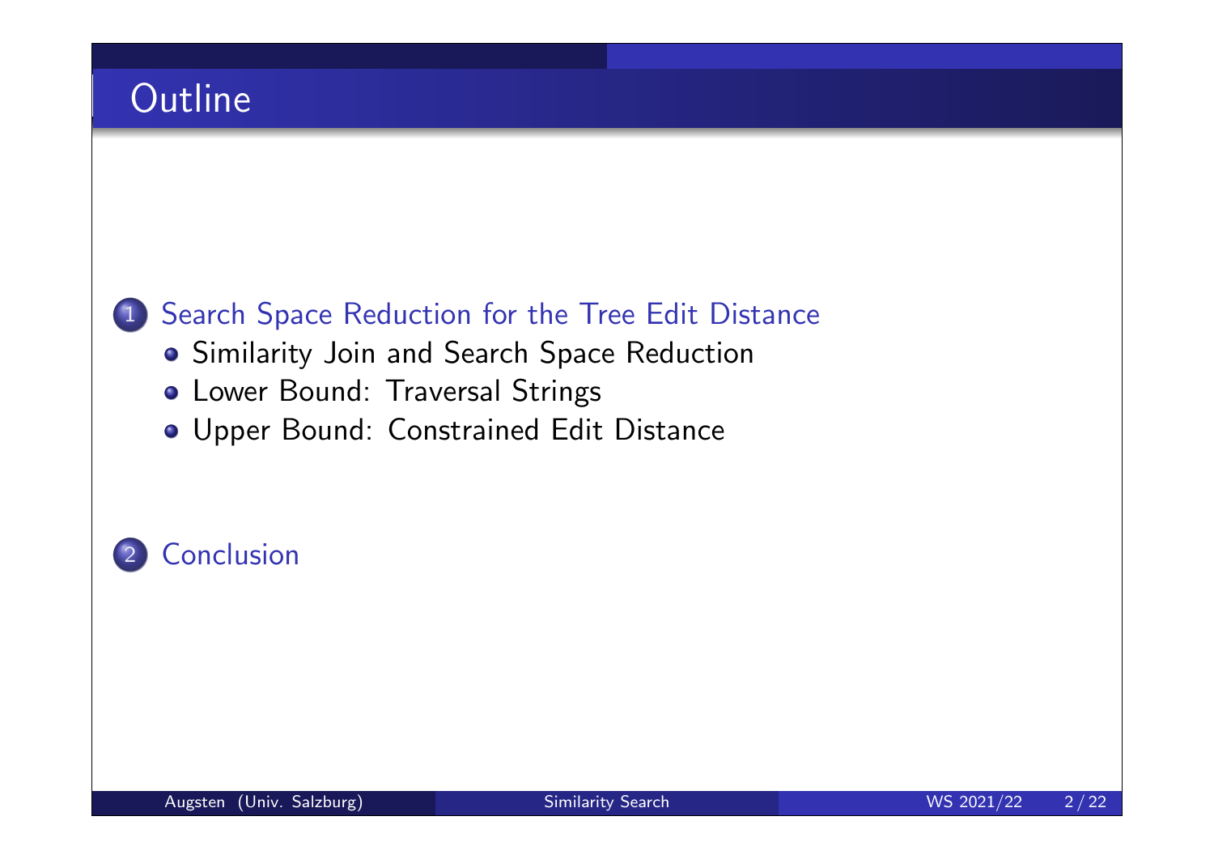# Outline

1. Search Space Reduction for the Tree Edit Distance
   - Similarity Join and Search Space Reduction
   - Lower Bound: Traversal Strings
   - Upper Bound: Constrained Edit Distance

2. Conclusion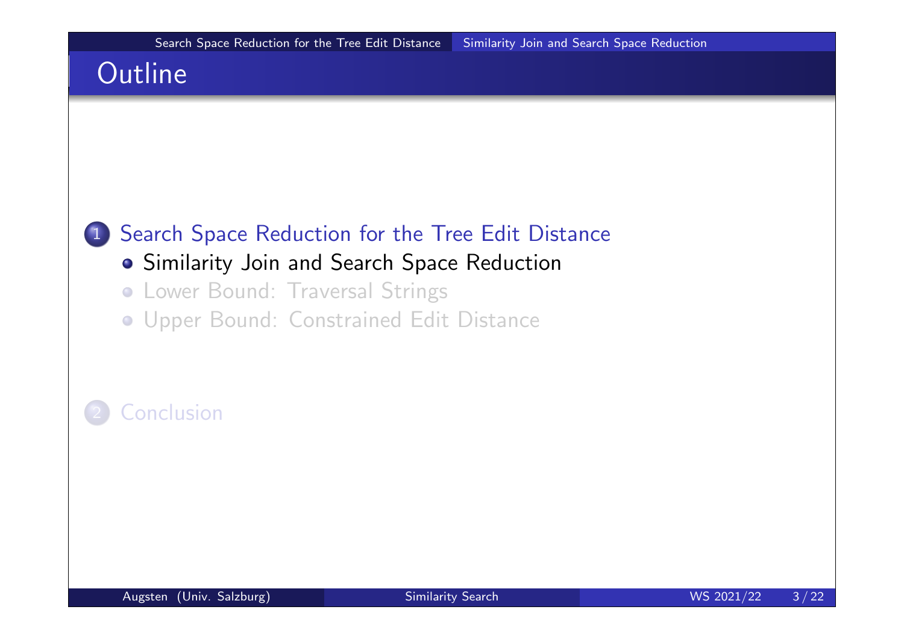# Outline

1. Search Space Reduction for the Tree Edit Distance
   - Similarity Join and Search Space Reduction
   - Lower Bound: Traversal Strings
   - Upper Bound: Constrained Edit Distance

2. Conclusion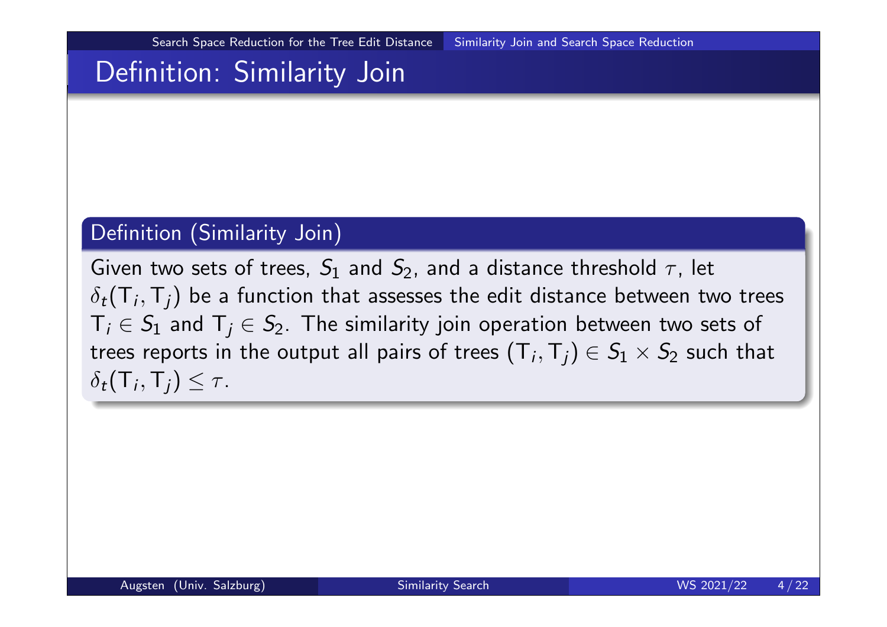# Definition: Similarity Join

**Definition (Similarity Join)**

Given two sets of trees, $S_1$ and $S_2$, and a distance threshold $\tau$, let $\delta_t(\mathsf{T}_i, \mathsf{T}_j)$ be a function that assesses the edit distance between two trees $\mathsf{T}_i \in S_1$ and $\mathsf{T}_j \in S_2$. The similarity join operation between two sets of trees reports in the output all pairs of trees $(\mathsf{T}_i, \mathsf{T}_j) \in S_1 \times S_2$ such that $\delta_t(\mathsf{T}_i, \mathsf{T}_j) \leq \tau$.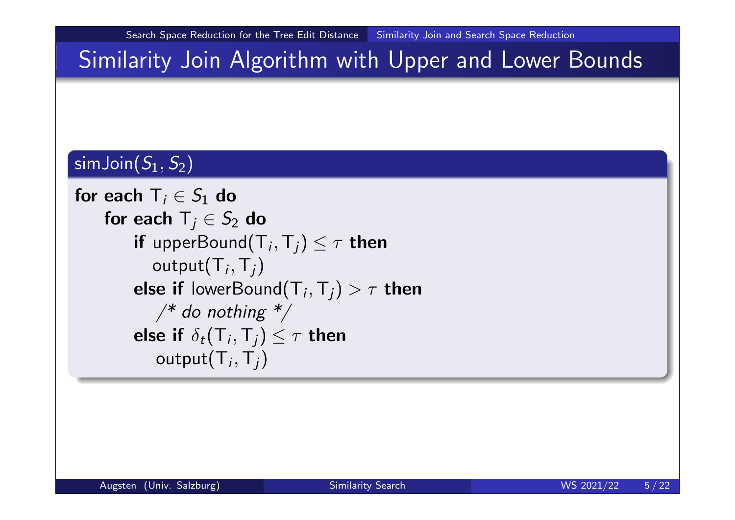# Similarity Join Algorithm with Upper and Lower Bounds

**simJoin($S_1, S_2$)**

**for each** $\mathsf{T}_i \in S_1$ **do**
  **for each** $\mathsf{T}_j \in S_2$ **do**
    **if** upperBound($\mathsf{T}_i, \mathsf{T}_j$) $\leq \tau$ **then**
      output($\mathsf{T}_i, \mathsf{T}_j$)
    **else if** lowerBound($\mathsf{T}_i, \mathsf{T}_j$) $> \tau$ **then**
      */\* do nothing \*/*
    **else if** $\delta_t(\mathsf{T}_i, \mathsf{T}_j) \leq \tau$ **then**
      output($\mathsf{T}_i, \mathsf{T}_j$)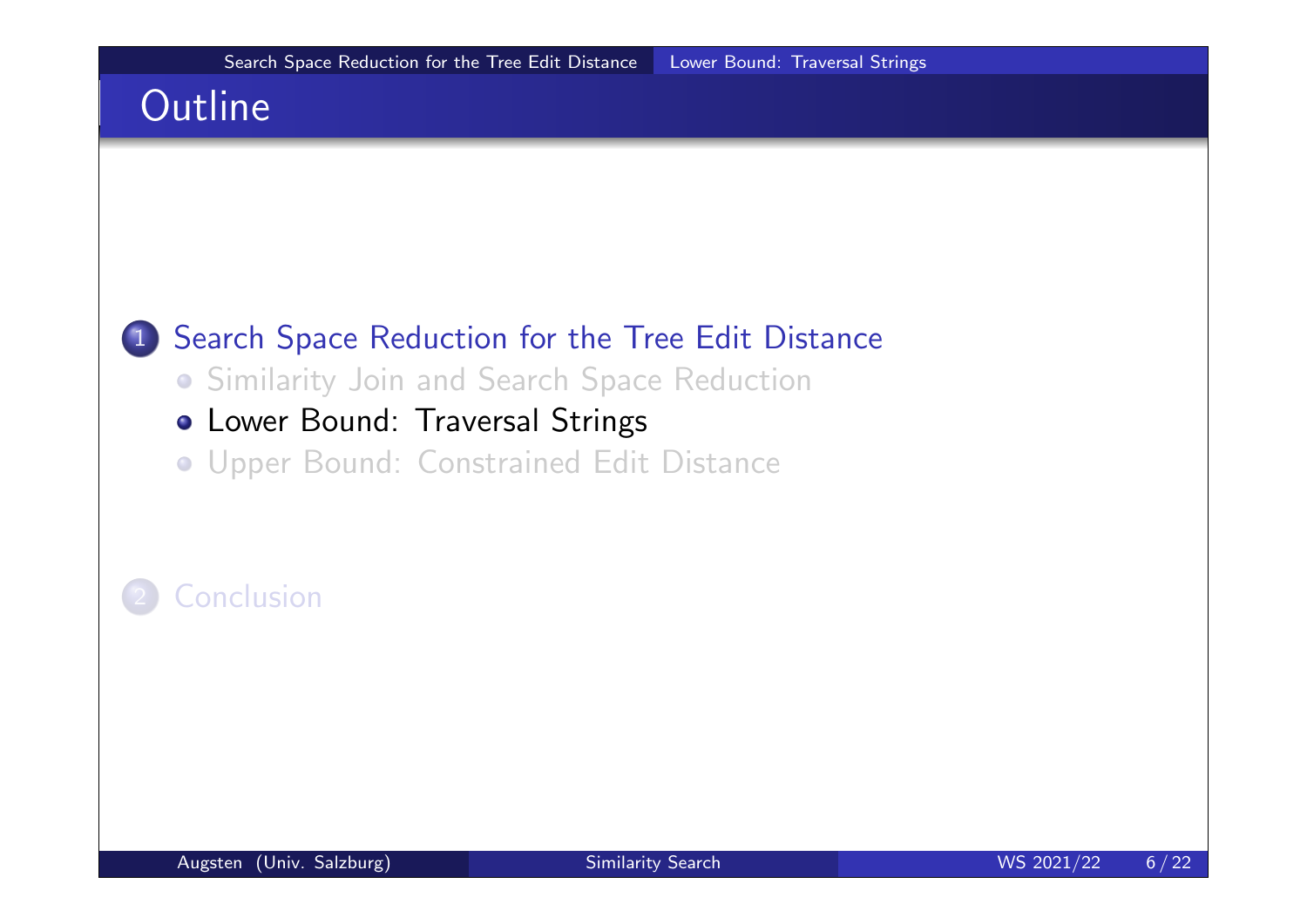# Outline

1. Search Space Reduction for the Tree Edit Distance
   - Similarity Join and Search Space Reduction
   - Lower Bound: Traversal Strings
   - Upper Bound: Constrained Edit Distance
2. Conclusion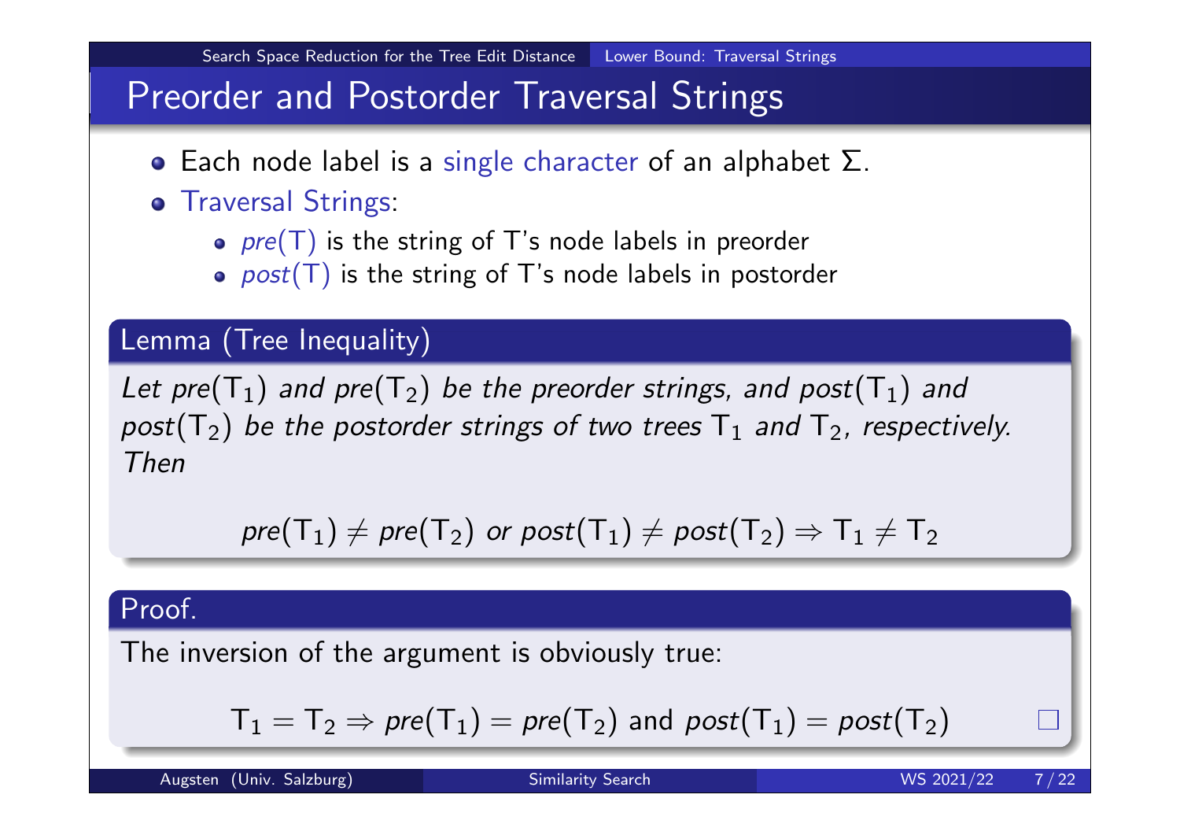# Preorder and Postorder Traversal Strings

- Each node label is a single character of an alphabet $\Sigma$.
- Traversal Strings:
  - $pre(\mathsf{T})$ is the string of T's node labels in preorder
  - $post(\mathsf{T})$ is the string of T's node labels in postorder

**Lemma (Tree Inequality)**

*Let $pre(\mathsf{T}_1)$ and $pre(\mathsf{T}_2)$ be the preorder strings, and $post(\mathsf{T}_1)$ and $post(\mathsf{T}_2)$ be the postorder strings of two trees $\mathsf{T}_1$ and $\mathsf{T}_2$, respectively. Then*

$$pre(\mathsf{T}_1) \neq pre(\mathsf{T}_2) \text{ or } post(\mathsf{T}_1) \neq post(\mathsf{T}_2) \Rightarrow \mathsf{T}_1 \neq \mathsf{T}_2$$

**Proof.**

The inversion of the argument is obviously true:

$$\mathsf{T}_1 = \mathsf{T}_2 \Rightarrow pre(\mathsf{T}_1) = pre(\mathsf{T}_2) \text{ and } post(\mathsf{T}_1) = post(\mathsf{T}_2)$$

□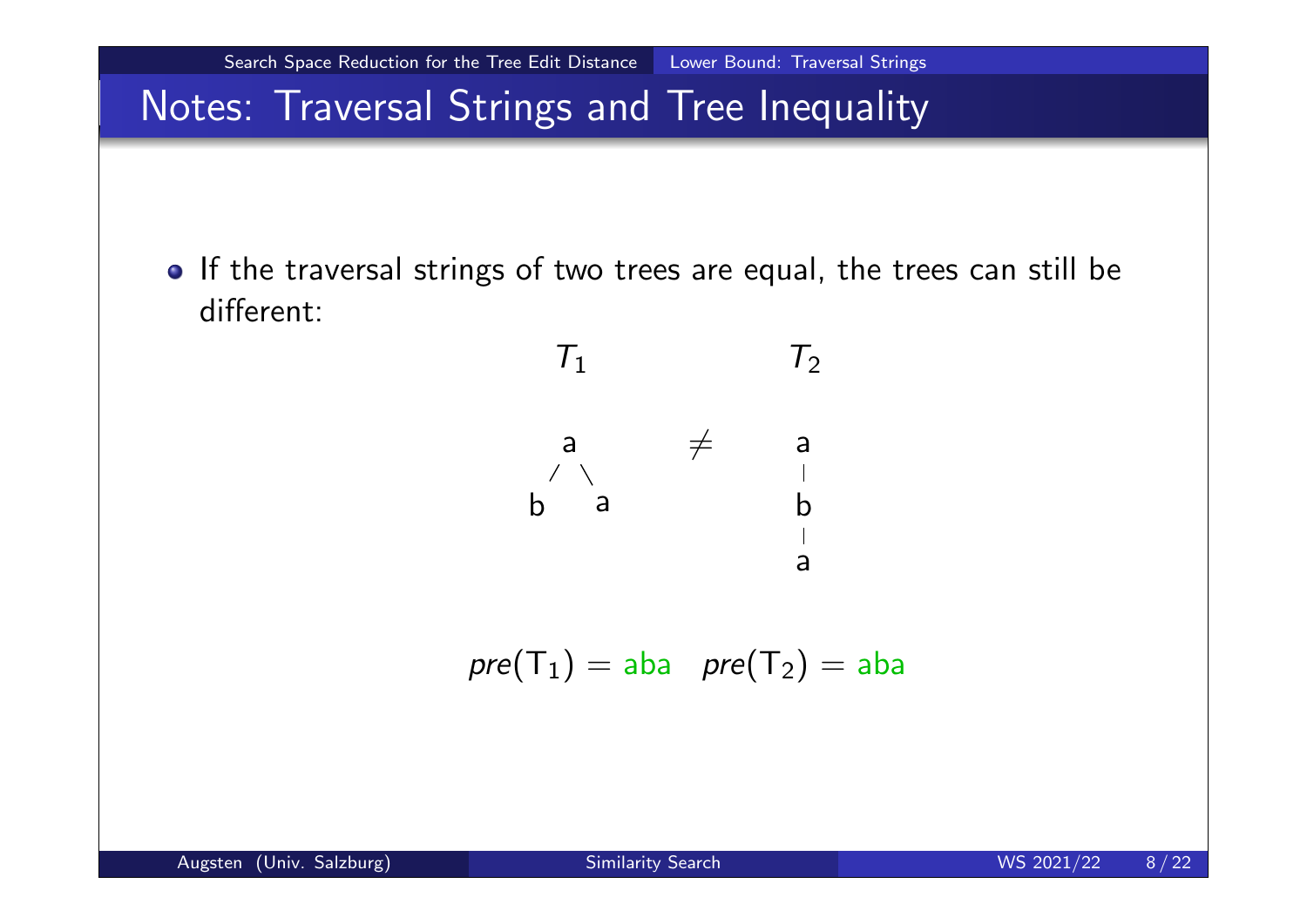# Notes: Traversal Strings and Tree Inequality

- If the traversal strings of two trees are equal, the trees can still be different:

```
      T1              T2

      a        ≠       a
     / \               |
    b   a              b
                       |
                       a
```

$pre(\mathrm{T}_1) = \text{aba} \quad pre(\mathrm{T}_2) = \text{aba}$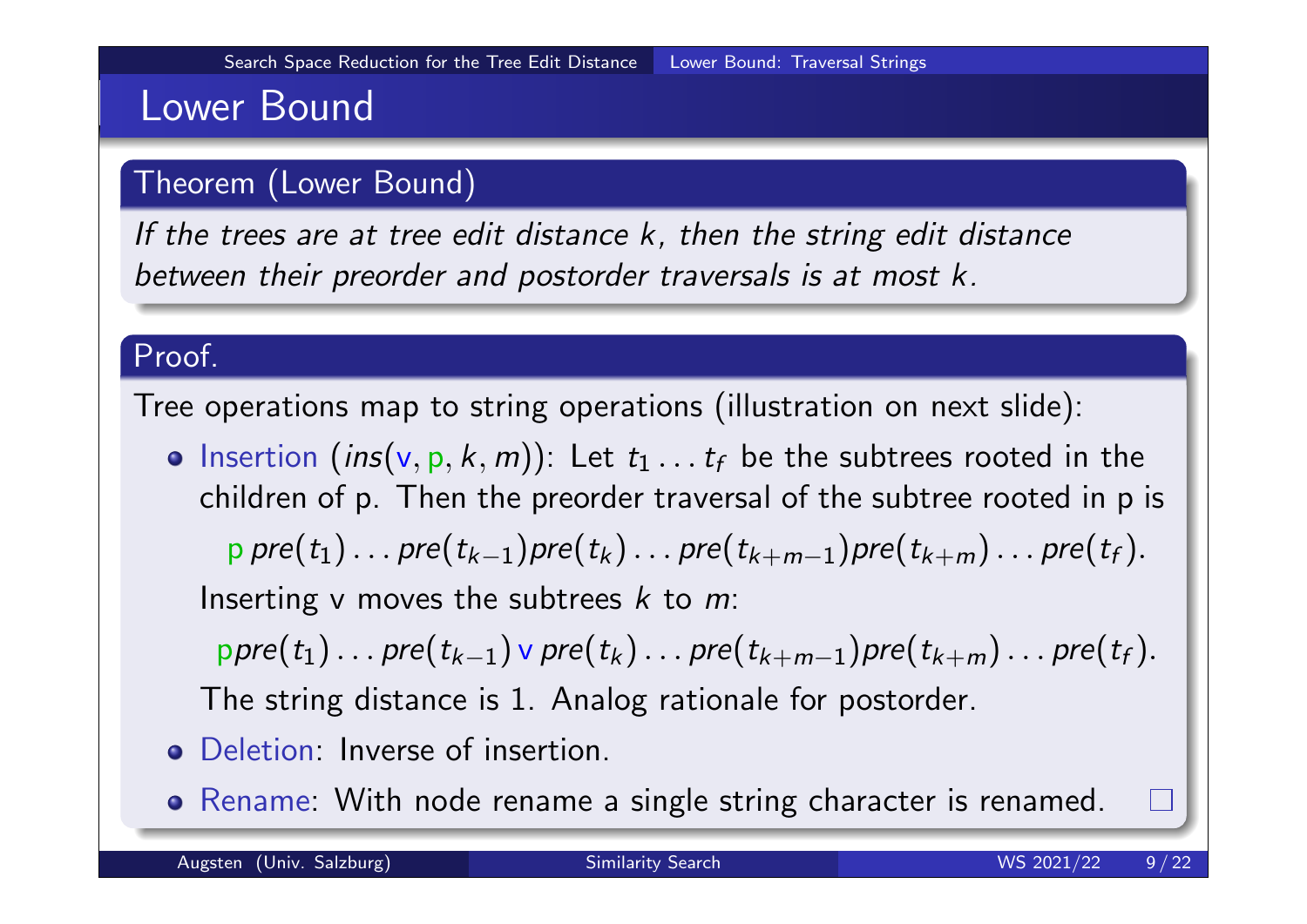# Lower Bound

## Theorem (Lower Bound)

*If the trees are at tree edit distance $k$, then the string edit distance between their preorder and postorder traversals is at most $k$.*

## Proof.

Tree operations map to string operations (illustration on next slide):

- Insertion ($ins(v, p, k, m)$): Let $t_1 \dots t_f$ be the subtrees rooted in the children of p. Then the preorder traversal of the subtree rooted in p is

  $$p\, pre(t_1) \dots pre(t_{k-1}) pre(t_k) \dots pre(t_{k+m-1}) pre(t_{k+m}) \dots pre(t_f).$$

  Inserting v moves the subtrees $k$ to $m$:

  $$p\, pre(t_1) \dots pre(t_{k-1})\, v\, pre(t_k) \dots pre(t_{k+m-1}) pre(t_{k+m}) \dots pre(t_f).$$

  The string distance is 1. Analog rationale for postorder.
- Deletion: Inverse of insertion.
- Rename: With node rename a single string character is renamed. □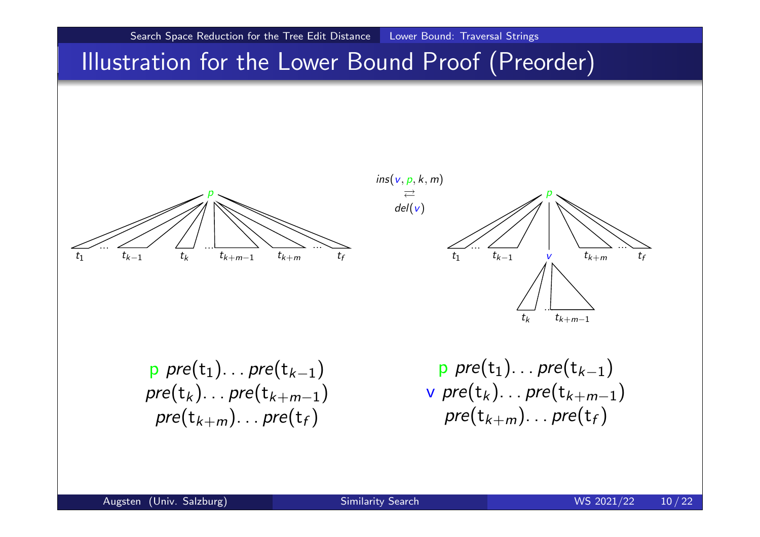# Illustration for the Lower Bound Proof (Preorder)

$ins(v, p, k, m)$
$\rightleftarrows$
$del(v)$

$p$ $pre(t_1) \ldots pre(t_{k-1})$
$pre(t_k) \ldots pre(t_{k+m-1})$
$pre(t_{k+m}) \ldots pre(t_f)$

$p$ $pre(t_1) \ldots pre(t_{k-1})$
$v$ $pre(t_k) \ldots pre(t_{k+m-1})$
$pre(t_{k+m}) \ldots pre(t_f)$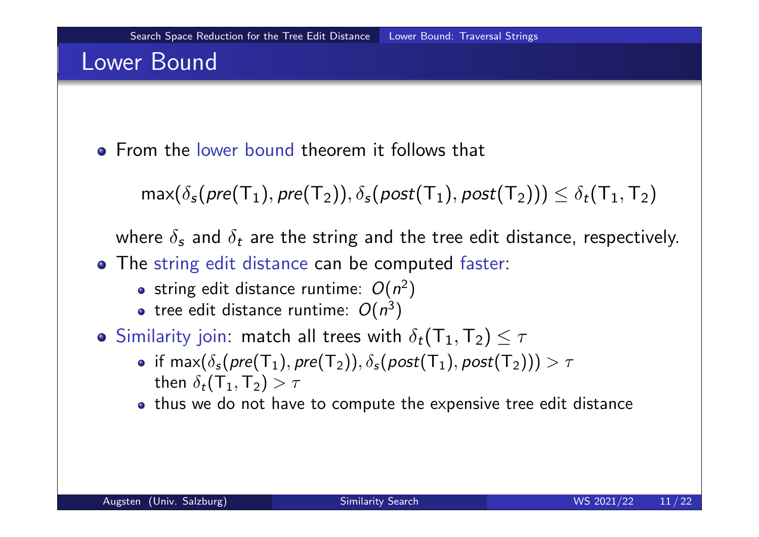# Lower Bound

- From the lower bound theorem it follows that

$$\max(\delta_s(pre(\mathsf{T}_1), pre(\mathsf{T}_2)), \delta_s(post(\mathsf{T}_1), post(\mathsf{T}_2))) \leq \delta_t(\mathsf{T}_1, \mathsf{T}_2)$$

  where $\delta_s$ and $\delta_t$ are the string and the tree edit distance, respectively.

- The string edit distance can be computed faster:
  - string edit distance runtime: $O(n^2)$
  - tree edit distance runtime: $O(n^3)$
- Similarity join: match all trees with $\delta_t(\mathsf{T}_1, \mathsf{T}_2) \leq \tau$
  - if $\max(\delta_s(pre(\mathsf{T}_1), pre(\mathsf{T}_2)), \delta_s(post(\mathsf{T}_1), post(\mathsf{T}_2))) > \tau$ then $\delta_t(\mathsf{T}_1, \mathsf{T}_2) > \tau$
  - thus we do not have to compute the expensive tree edit distance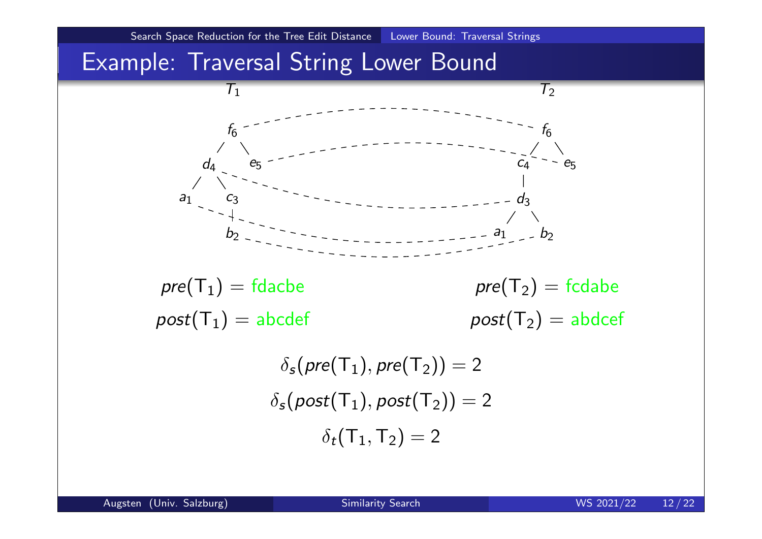# Example: Traversal String Lower Bound

$T_1$ $T_2$

$pre(\mathsf{T}_1) = $ fdacbe $pre(\mathsf{T}_2) = $ fcdabe

$post(\mathsf{T}_1) = $ abcdef $post(\mathsf{T}_2) = $ abdcef

$$\delta_s(pre(\mathsf{T}_1), pre(\mathsf{T}_2)) = 2$$

$$\delta_s(post(\mathsf{T}_1), post(\mathsf{T}_2)) = 2$$

$$\delta_t(\mathsf{T}_1, \mathsf{T}_2) = 2$$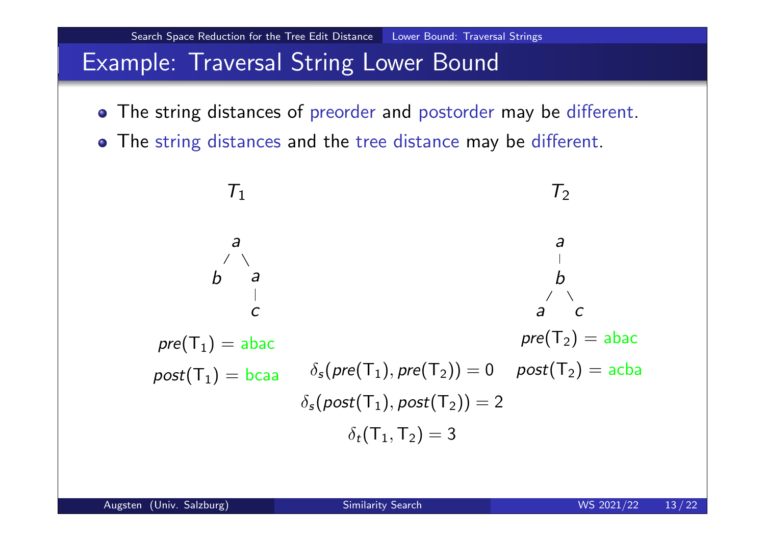# Example: Traversal String Lower Bound

- The string distances of preorder and postorder may be different.
- The string distances and the tree distance may be different.

$T_1$

```
    a
   / \
  b   a
      |
      c
```

$pre(T_1) = $ abac

$post(T_1) = $ bcaa

$T_2$

```
    a
    |
    b
   / \
  a   c
```

$pre(T_2) = $ abac

$post(T_2) = $ acba

$\delta_s(pre(T_1), pre(T_2)) = 0$

$\delta_s(post(T_1), post(T_2)) = 2$

$\delta_t(T_1, T_2) = 3$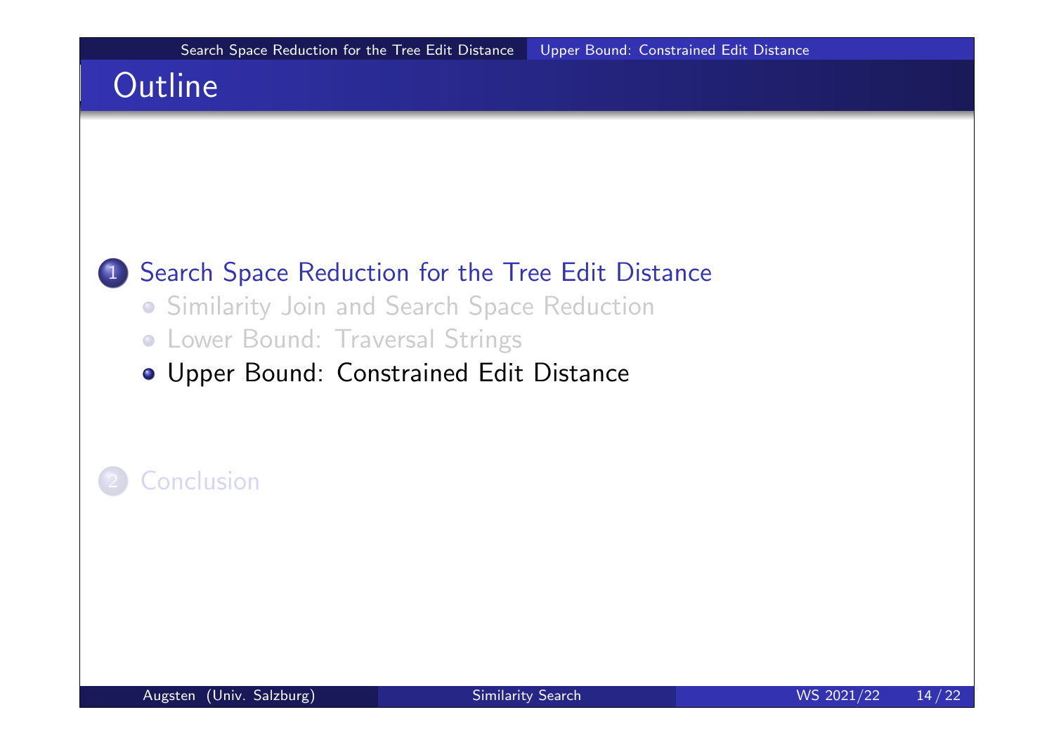# Outline

1. Search Space Reduction for the Tree Edit Distance
   - Similarity Join and Search Space Reduction
   - Lower Bound: Traversal Strings
   - Upper Bound: Constrained Edit Distance

2. Conclusion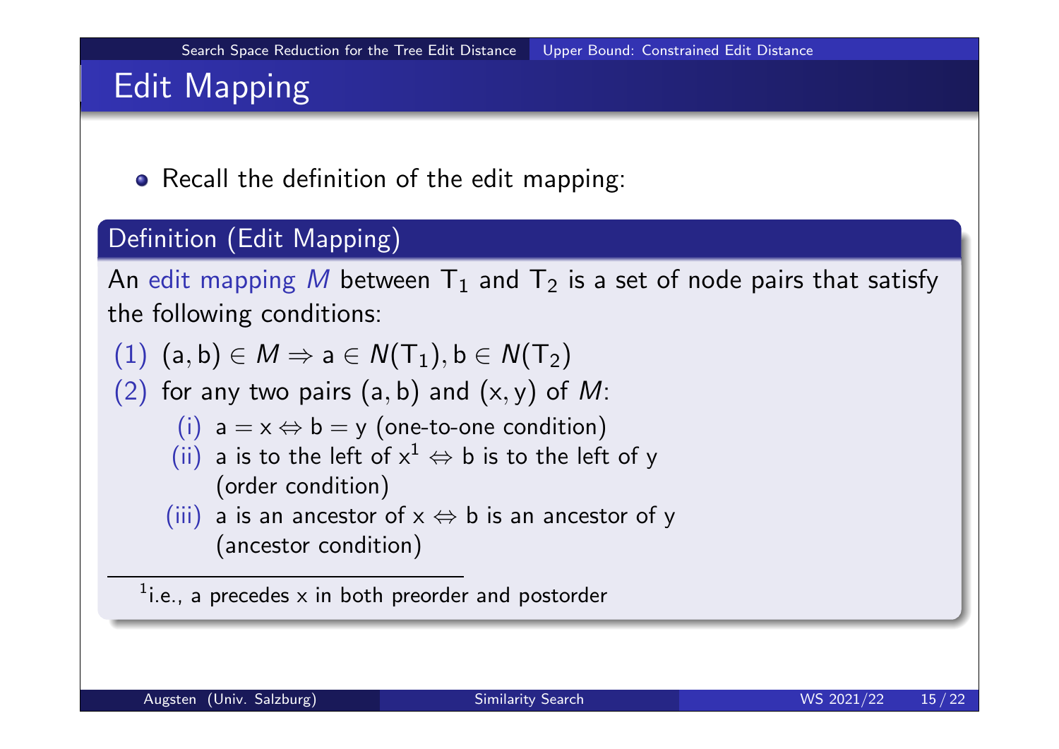# Edit Mapping

- Recall the definition of the edit mapping:

**Definition (Edit Mapping)**

An edit mapping $M$ between $T_1$ and $T_2$ is a set of node pairs that satisfy the following conditions:

(1) $(a, b) \in M \Rightarrow a \in N(T_1), b \in N(T_2)$

(2) for any two pairs $(a, b)$ and $(x, y)$ of $M$:

- (i) $a = x \Leftrightarrow b = y$ (one-to-one condition)
- (ii) a is to the left of x[1] $\Leftrightarrow$ b is to the left of y (order condition)
- (iii) a is an ancestor of x $\Leftrightarrow$ b is an ancestor of y (ancestor condition)

[1] i.e., a precedes x in both preorder and postorder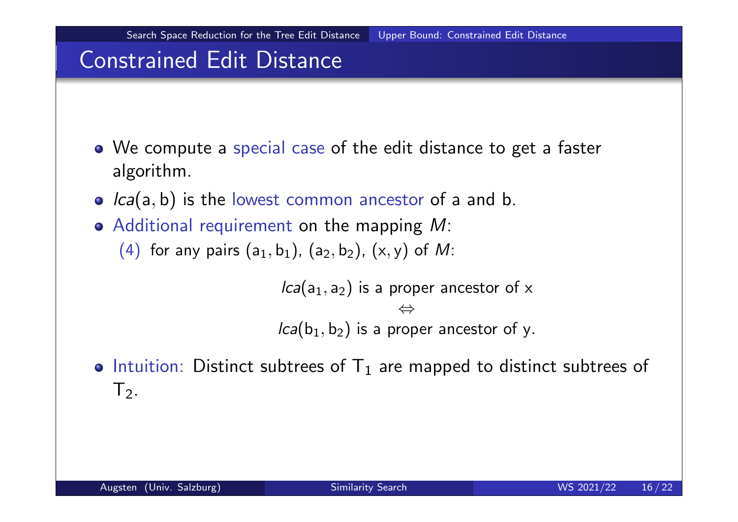# Constrained Edit Distance

- We compute a special case of the edit distance to get a faster algorithm.
- $lca(a, b)$ is the lowest common ancestor of a and b.
- Additional requirement on the mapping $M$:
  - (4) for any pairs $(a_1, b_1)$, $(a_2, b_2)$, $(x, y)$ of $M$:

$$
\begin{gathered}
lca(a_1, a_2) \text{ is a proper ancestor of } x \\
\Leftrightarrow \\
lca(b_1, b_2) \text{ is a proper ancestor of } y.
\end{gathered}
$$

- Intuition: Distinct subtrees of $T_1$ are mapped to distinct subtrees of $T_2$.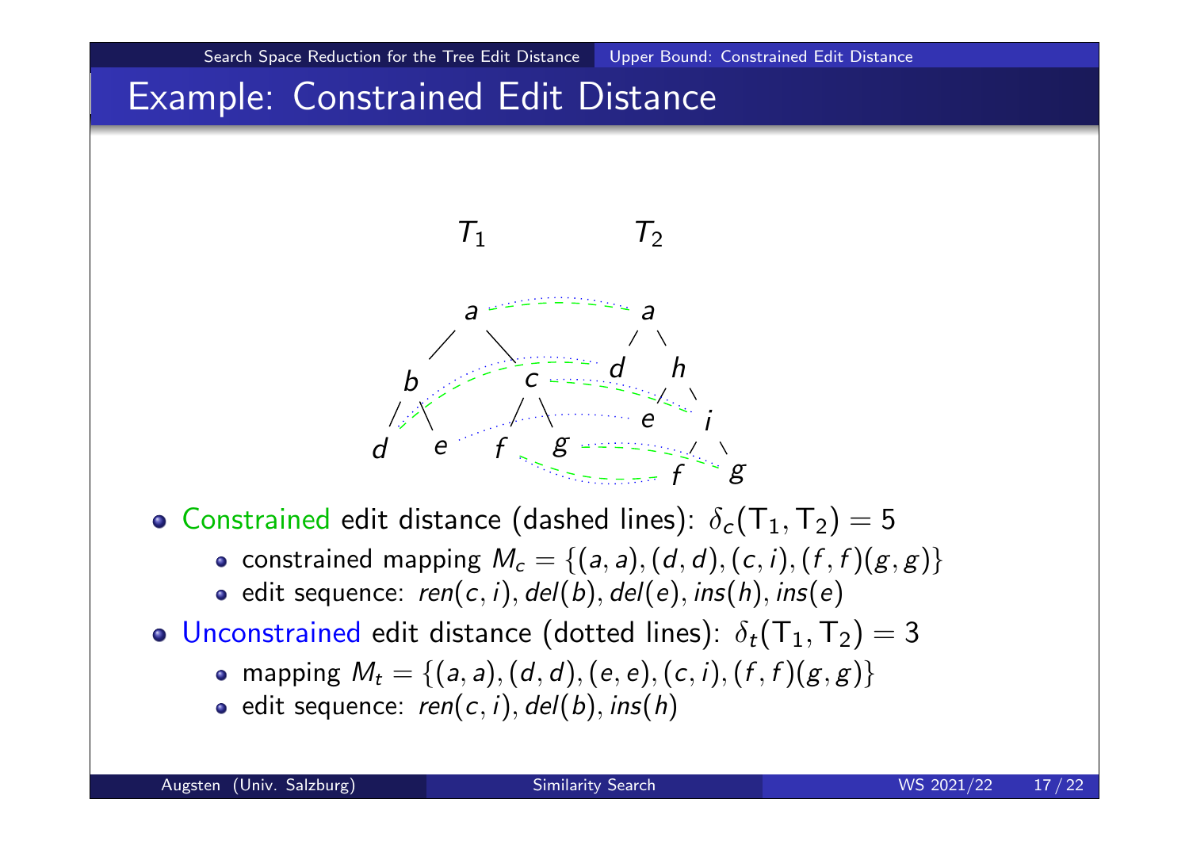# Example: Constrained Edit Distance

$T_1$ $T_2$

- Constrained edit distance (dashed lines): $\delta_c(\mathsf{T}_1, \mathsf{T}_2) = 5$
  - constrained mapping $M_c = \{(a,a),(d,d),(c,i),(f,f)(g,g)\}$
  - edit sequence: $ren(c,i), del(b), del(e), ins(h), ins(e)$
- Unconstrained edit distance (dotted lines): $\delta_t(\mathsf{T}_1, \mathsf{T}_2) = 3$
  - mapping $M_t = \{(a,a),(d,d),(e,e),(c,i),(f,f)(g,g)\}$
  - edit sequence: $ren(c,i), del(b), ins(h)$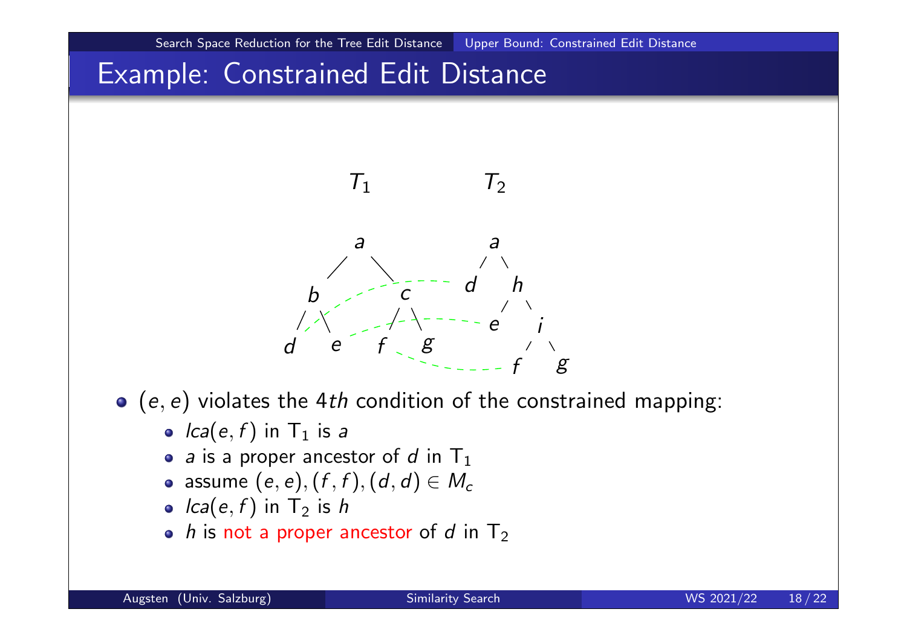# Example: Constrained Edit Distance

- $(e, e)$ violates the $4th$ condition of the constrained mapping:
  - $lca(e, f)$ in $T_1$ is $a$
  - $a$ is a proper ancestor of $d$ in $T_1$
  - assume $(e, e), (f, f), (d, d) \in M_c$
  - $lca(e, f)$ in $T_2$ is $h$
  - $h$ is not a proper ancestor of $d$ in $T_2$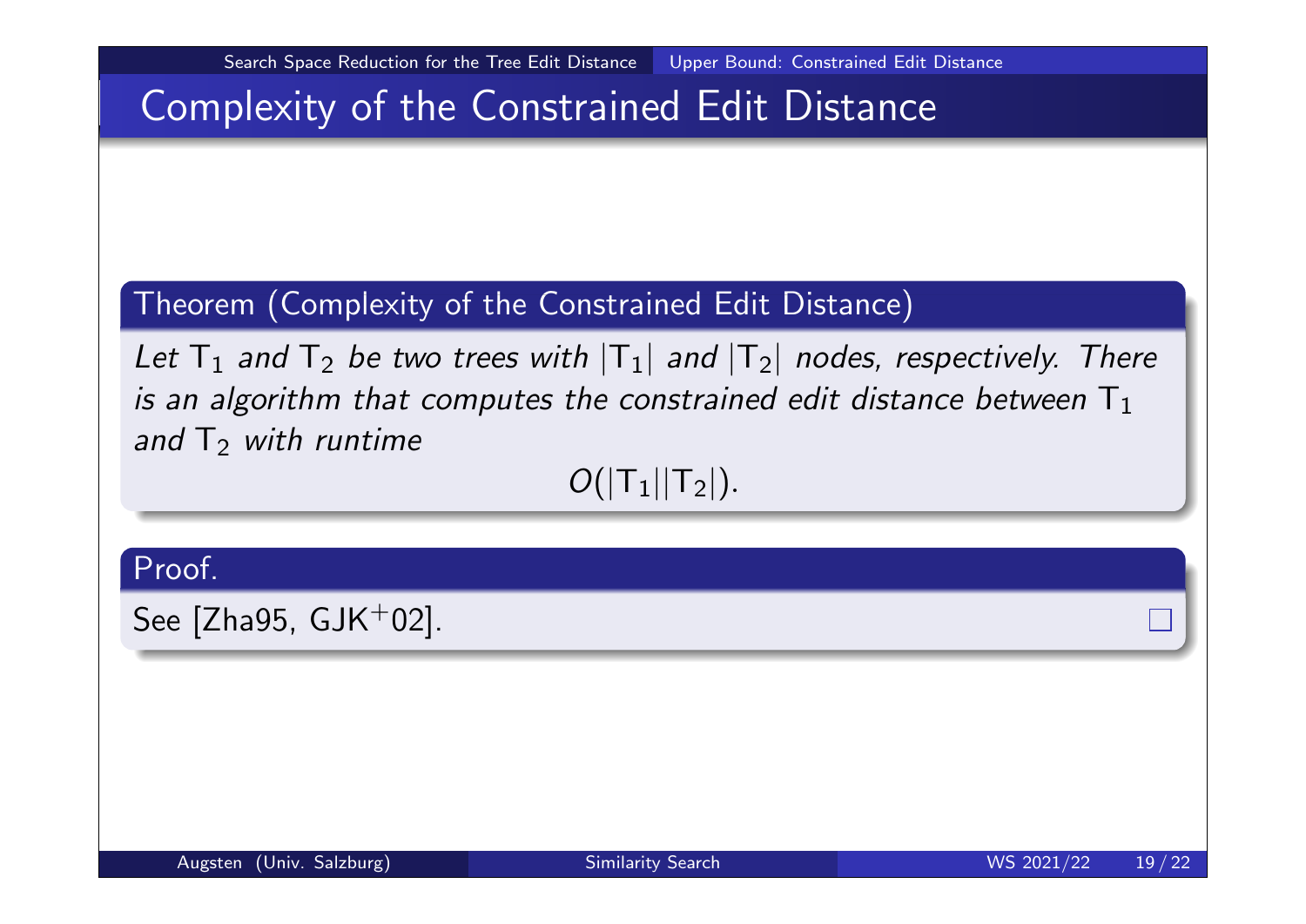# Complexity of the Constrained Edit Distance

**Theorem (Complexity of the Constrained Edit Distance)**

*Let $T_1$ and $T_2$ be two trees with $|T_1|$ and $|T_2|$ nodes, respectively. There is an algorithm that computes the constrained edit distance between $T_1$ and $T_2$ with runtime*

$$O(|T_1||T_2|).$$

**Proof.**

See [Zha95, GJK$^+$02]. □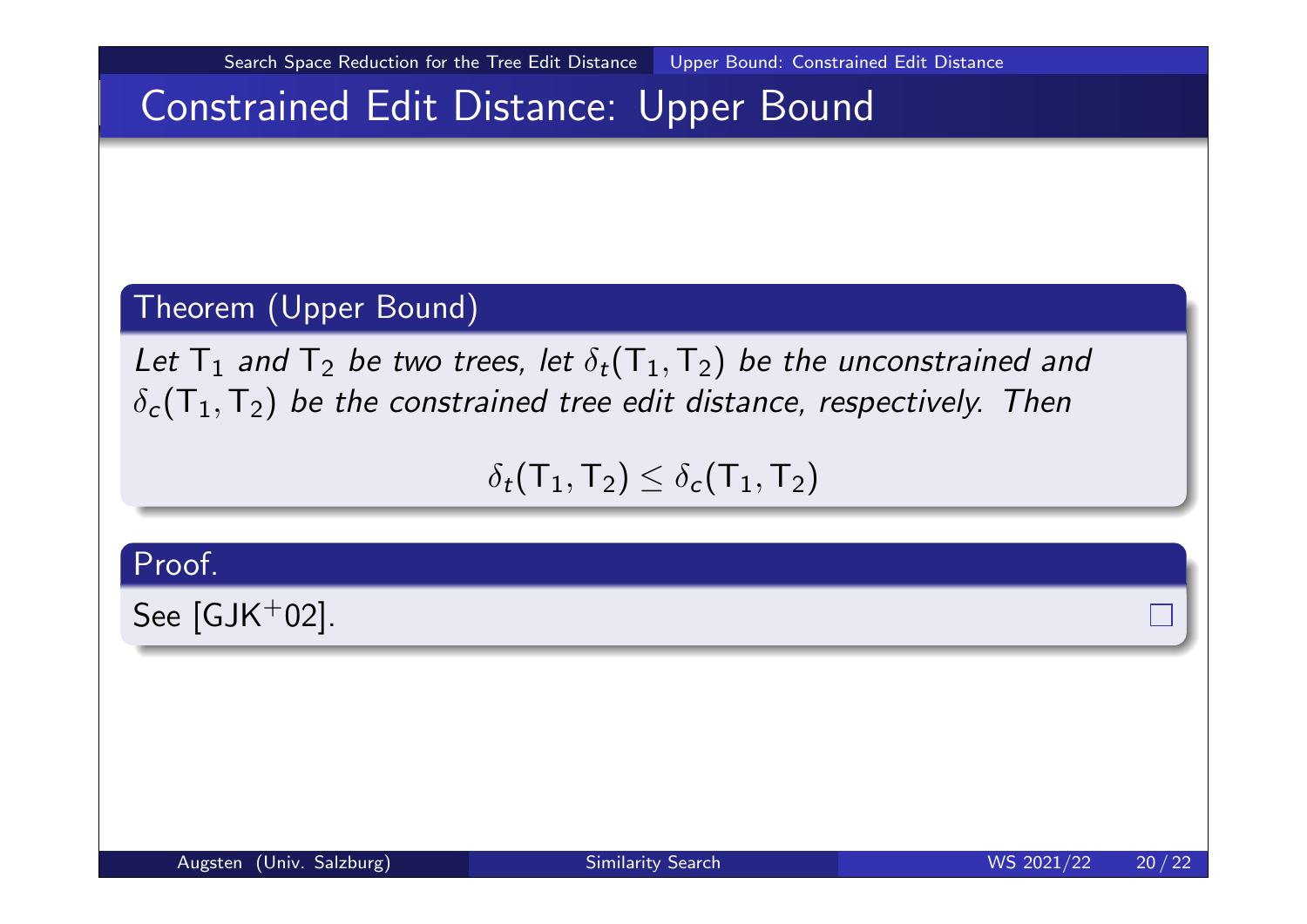# Constrained Edit Distance: Upper Bound

**Theorem (Upper Bound)**

*Let $\mathsf{T}_1$ and $\mathsf{T}_2$ be two trees, let $\delta_t(\mathsf{T}_1, \mathsf{T}_2)$ be the unconstrained and $\delta_c(\mathsf{T}_1, \mathsf{T}_2)$ be the constrained tree edit distance, respectively. Then*

$$\delta_t(\mathsf{T}_1, \mathsf{T}_2) \leq \delta_c(\mathsf{T}_1, \mathsf{T}_2)$$

**Proof.**

See [GJK+02]. □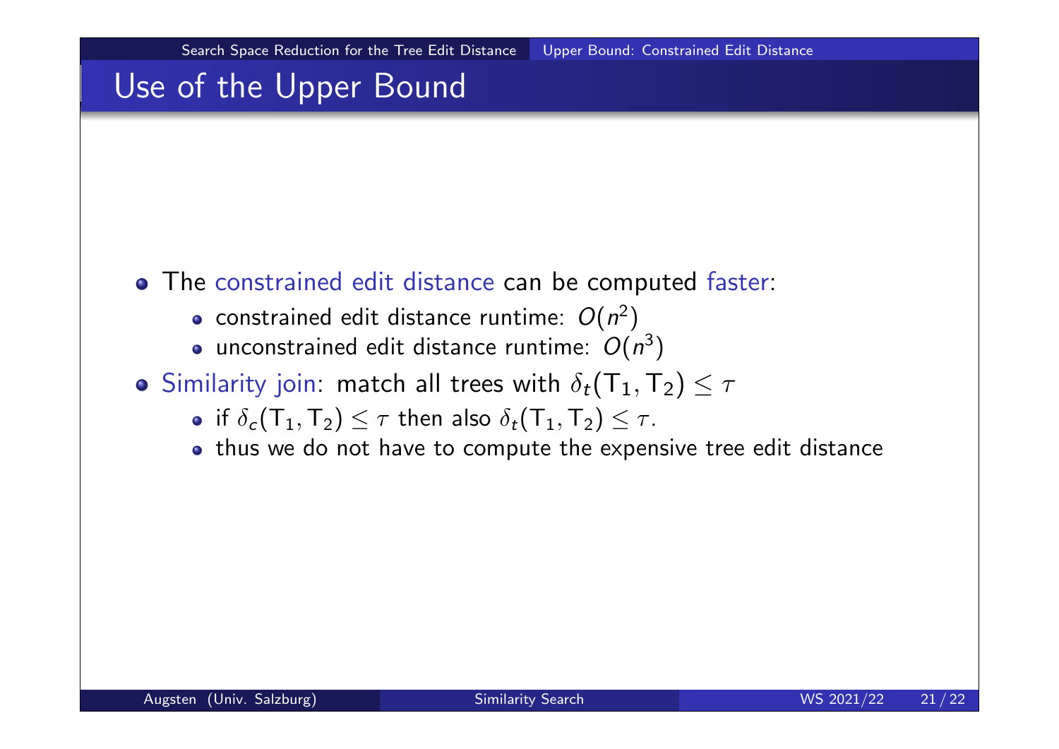# Use of the Upper Bound

- The constrained edit distance can be computed faster:
  - constrained edit distance runtime: $O(n^2)$
  - unconstrained edit distance runtime: $O(n^3)$
- Similarity join: match all trees with $\delta_t(\mathsf{T}_1, \mathsf{T}_2) \leq \tau$
  - if $\delta_c(\mathsf{T}_1, \mathsf{T}_2) \leq \tau$ then also $\delta_t(\mathsf{T}_1, \mathsf{T}_2) \leq \tau$.
  - thus we do not have to compute the expensive tree edit distance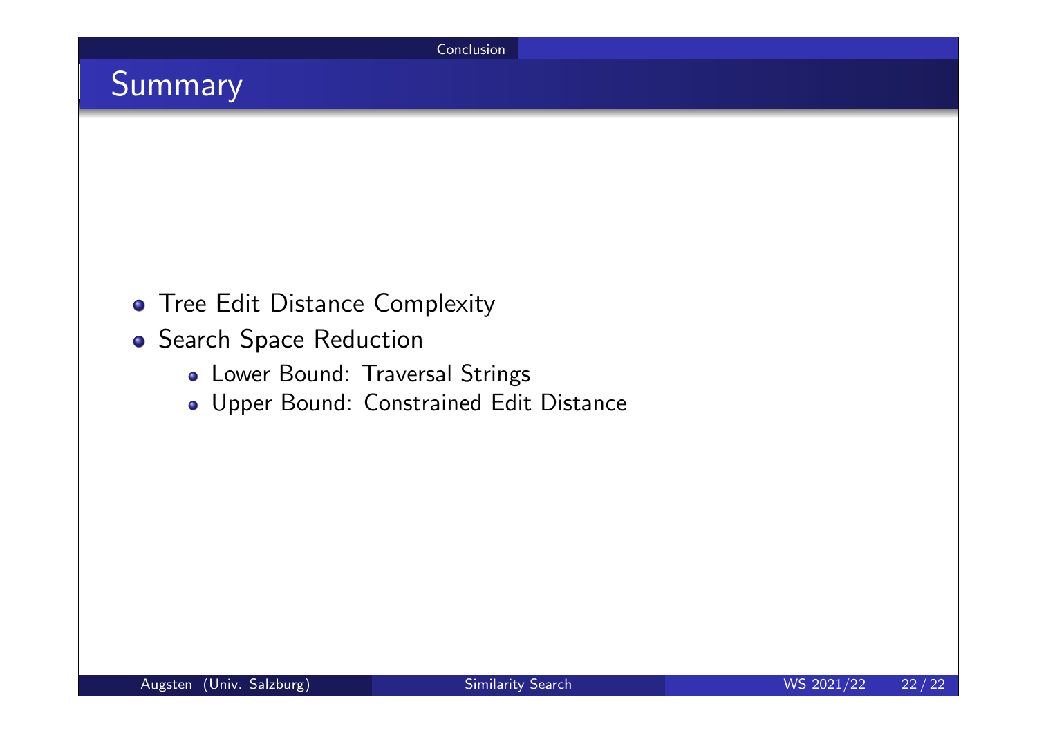## Summary

- Tree Edit Distance Complexity
- Search Space Reduction
  - Lower Bound: Traversal Strings
  - Upper Bound: Constrained Edit Distance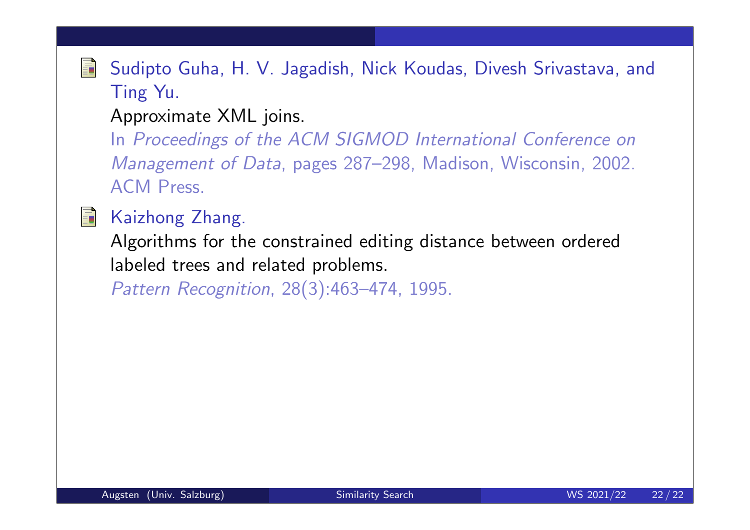- Sudipto Guha, H. V. Jagadish, Nick Koudas, Divesh Srivastava, and Ting Yu.
  Approximate XML joins.
  In *Proceedings of the ACM SIGMOD International Conference on Management of Data*, pages 287–298, Madison, Wisconsin, 2002. ACM Press.

- Kaizhong Zhang.
  Algorithms for the constrained editing distance between ordered labeled trees and related problems.
  *Pattern Recognition*, 28(3):463–474, 1995.